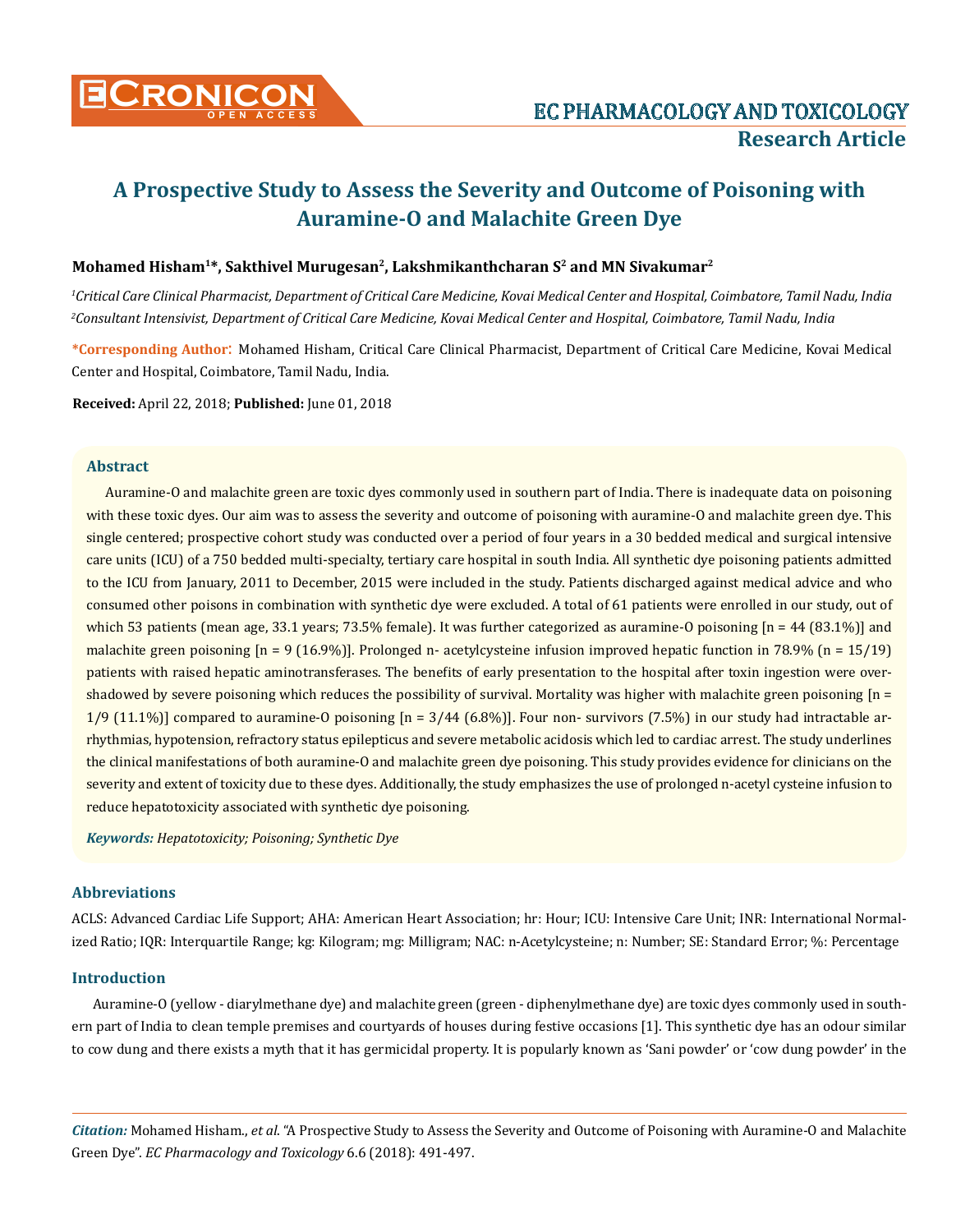# A Prospective Study to Assess the Severity and Outcome of Poisoning with Auramine-O and Malachite Green Dye

**Mohamed Hisham[1]\*, Sakthivel Murugesan[2], Lakshmikanthcharan S[2] and MN Sivakumar[2]**

*[1]Critical Care Clinical Pharmacist, Department of Critical Care Medicine, Kovai Medical Center and Hospital, Coimbatore, Tamil Nadu, India*
*[2]Consultant Intensivist, Department of Critical Care Medicine, Kovai Medical Center and Hospital, Coimbatore, Tamil Nadu, India*

**\*Corresponding Author:** Mohamed Hisham, Critical Care Clinical Pharmacist, Department of Critical Care Medicine, Kovai Medical Center and Hospital, Coimbatore, Tamil Nadu, India.

**Received:** April 22, 2018; **Published:** June 01, 2018

## Abstract

Auramine-O and malachite green are toxic dyes commonly used in southern part of India. There is inadequate data on poisoning with these toxic dyes. Our aim was to assess the severity and outcome of poisoning with auramine-O and malachite green dye. This single centered; prospective cohort study was conducted over a period of four years in a 30 bedded medical and surgical intensive care units (ICU) of a 750 bedded multi-specialty, tertiary care hospital in south India. All synthetic dye poisoning patients admitted to the ICU from January, 2011 to December, 2015 were included in the study. Patients discharged against medical advice and who consumed other poisons in combination with synthetic dye were excluded. A total of 61 patients were enrolled in our study, out of which 53 patients (mean age, 33.1 years; 73.5% female). It was further categorized as auramine-O poisoning [n = 44 (83.1%)] and malachite green poisoning [n = 9 (16.9%)]. Prolonged n- acetylcysteine infusion improved hepatic function in 78.9% (n = 15/19) patients with raised hepatic aminotransferases. The benefits of early presentation to the hospital after toxin ingestion were overshadowed by severe poisoning which reduces the possibility of survival. Mortality was higher with malachite green poisoning [n = 1/9 (11.1%)] compared to auramine-O poisoning [n = 3/44 (6.8%)]. Four non- survivors (7.5%) in our study had intractable arrhythmias, hypotension, refractory status epilepticus and severe metabolic acidosis which led to cardiac arrest. The study underlines the clinical manifestations of both auramine-O and malachite green dye poisoning. This study provides evidence for clinicians on the severity and extent of toxicity due to these dyes. Additionally, the study emphasizes the use of prolonged n-acetyl cysteine infusion to reduce hepatotoxicity associated with synthetic dye poisoning.

***Keywords:*** *Hepatotoxicity; Poisoning; Synthetic Dye*

## Abbreviations

ACLS: Advanced Cardiac Life Support; AHA: American Heart Association; hr: Hour; ICU: Intensive Care Unit; INR: International Normalized Ratio; IQR: Interquartile Range; kg: Kilogram; mg: Milligram; NAC: n-Acetylcysteine; n: Number; SE: Standard Error; %: Percentage

## Introduction

Auramine-O (yellow - diarylmethane dye) and malachite green (green - diphenylmethane dye) are toxic dyes commonly used in southern part of India to clean temple premises and courtyards of houses during festive occasions [1]. This synthetic dye has an odour similar to cow dung and there exists a myth that it has germicidal property. It is popularly known as 'Sani powder' or 'cow dung powder' in the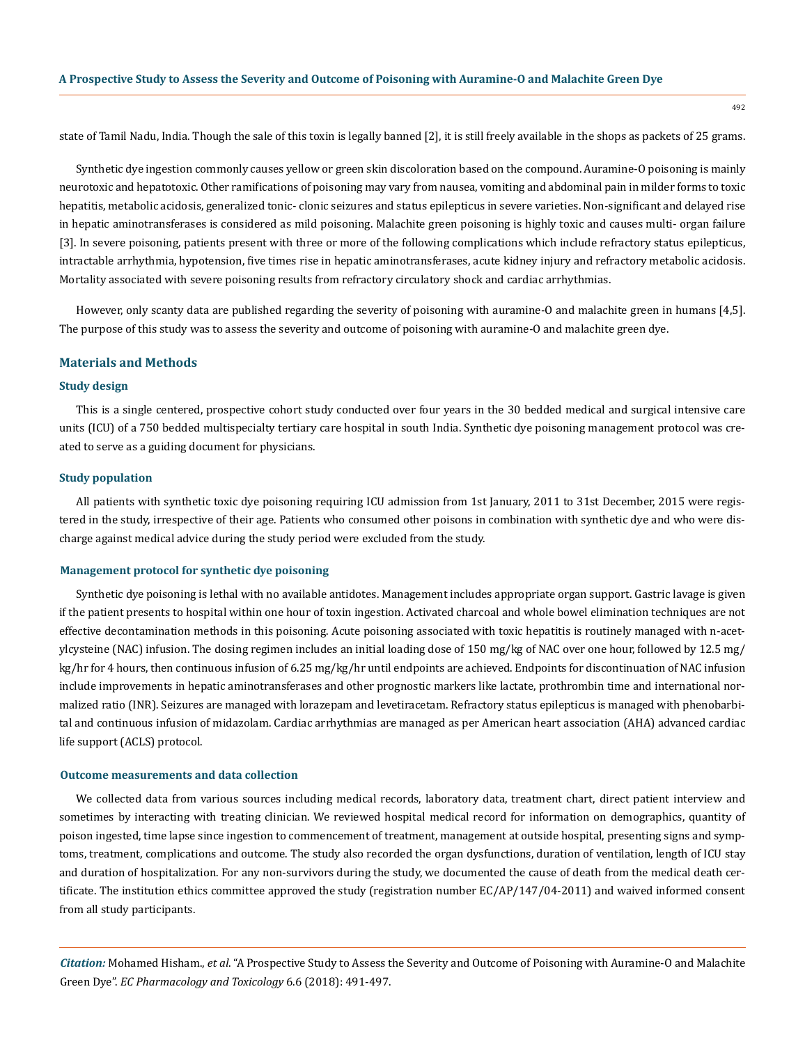state of Tamil Nadu, India. Though the sale of this toxin is legally banned [2], it is still freely available in the shops as packets of 25 grams.

Synthetic dye ingestion commonly causes yellow or green skin discoloration based on the compound. Auramine-O poisoning is mainly neurotoxic and hepatotoxic. Other ramifications of poisoning may vary from nausea, vomiting and abdominal pain in milder forms to toxic hepatitis, metabolic acidosis, generalized tonic- clonic seizures and status epilepticus in severe varieties. Non-significant and delayed rise in hepatic aminotransferases is considered as mild poisoning. Malachite green poisoning is highly toxic and causes multi- organ failure [3]. In severe poisoning, patients present with three or more of the following complications which include refractory status epilepticus, intractable arrhythmia, hypotension, five times rise in hepatic aminotransferases, acute kidney injury and refractory metabolic acidosis. Mortality associated with severe poisoning results from refractory circulatory shock and cardiac arrhythmias.

However, only scanty data are published regarding the severity of poisoning with auramine-O and malachite green in humans [4,5]. The purpose of this study was to assess the severity and outcome of poisoning with auramine-O and malachite green dye.

## Materials and Methods

### Study design

This is a single centered, prospective cohort study conducted over four years in the 30 bedded medical and surgical intensive care units (ICU) of a 750 bedded multispecialty tertiary care hospital in south India. Synthetic dye poisoning management protocol was created to serve as a guiding document for physicians.

### Study population

All patients with synthetic toxic dye poisoning requiring ICU admission from 1st January, 2011 to 31st December, 2015 were registered in the study, irrespective of their age. Patients who consumed other poisons in combination with synthetic dye and who were discharge against medical advice during the study period were excluded from the study.

### Management protocol for synthetic dye poisoning

Synthetic dye poisoning is lethal with no available antidotes. Management includes appropriate organ support. Gastric lavage is given if the patient presents to hospital within one hour of toxin ingestion. Activated charcoal and whole bowel elimination techniques are not effective decontamination methods in this poisoning. Acute poisoning associated with toxic hepatitis is routinely managed with n-acetylcysteine (NAC) infusion. The dosing regimen includes an initial loading dose of 150 mg/kg of NAC over one hour, followed by 12.5 mg/kg/hr for 4 hours, then continuous infusion of 6.25 mg/kg/hr until endpoints are achieved. Endpoints for discontinuation of NAC infusion include improvements in hepatic aminotransferases and other prognostic markers like lactate, prothrombin time and international normalized ratio (INR). Seizures are managed with lorazepam and levetiracetam. Refractory status epilepticus is managed with phenobarbital and continuous infusion of midazolam. Cardiac arrhythmias are managed as per American heart association (AHA) advanced cardiac life support (ACLS) protocol.

### Outcome measurements and data collection

We collected data from various sources including medical records, laboratory data, treatment chart, direct patient interview and sometimes by interacting with treating clinician. We reviewed hospital medical record for information on demographics, quantity of poison ingested, time lapse since ingestion to commencement of treatment, management at outside hospital, presenting signs and symptoms, treatment, complications and outcome. The study also recorded the organ dysfunctions, duration of ventilation, length of ICU stay and duration of hospitalization. For any non-survivors during the study, we documented the cause of death from the medical death certificate. The institution ethics committee approved the study (registration number EC/AP/147/04-2011) and waived informed consent from all study participants.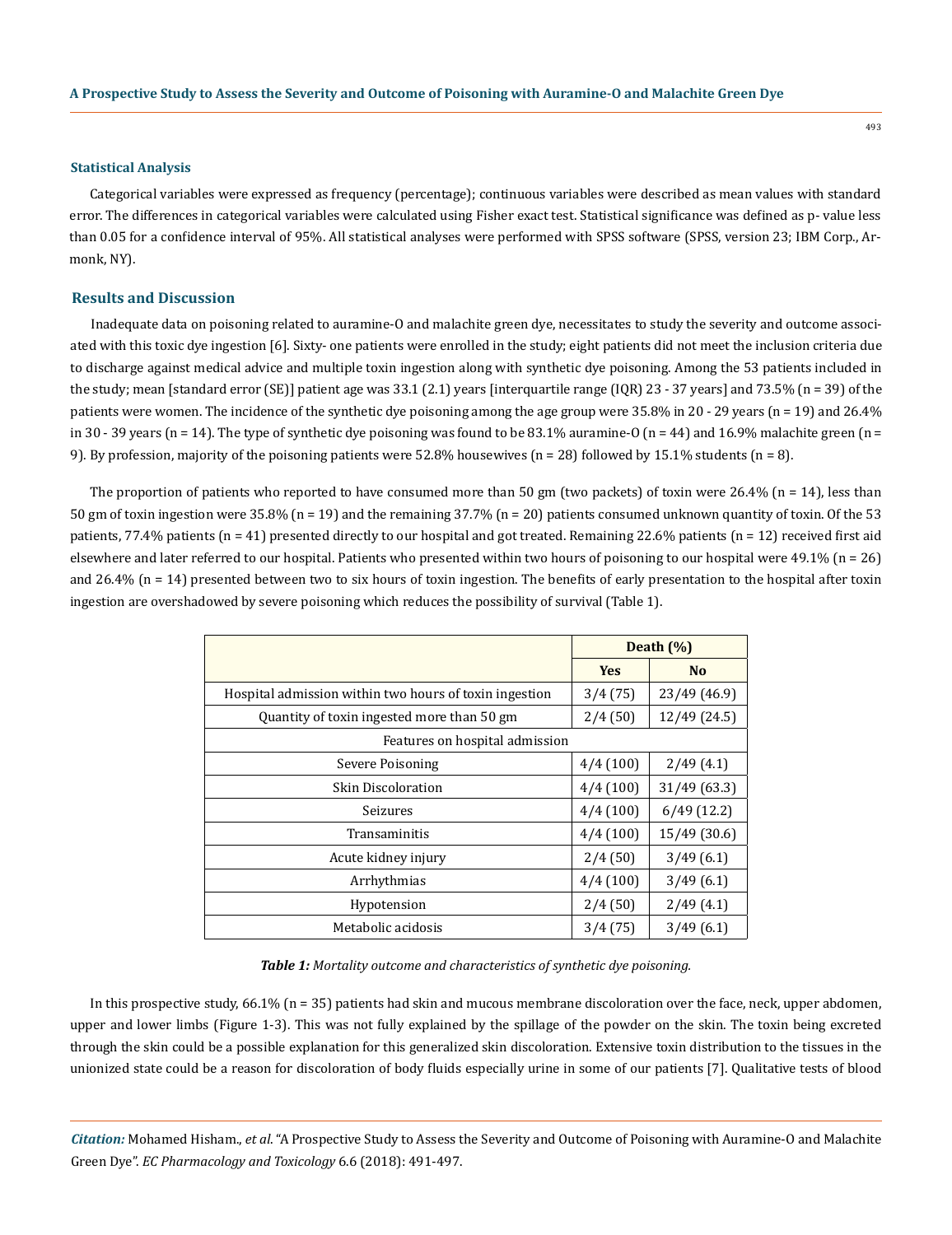### Statistical Analysis

Categorical variables were expressed as frequency (percentage); continuous variables were described as mean values with standard error. The differences in categorical variables were calculated using Fisher exact test. Statistical significance was defined as p- value less than 0.05 for a confidence interval of 95%. All statistical analyses were performed with SPSS software (SPSS, version 23; IBM Corp., Armonk, NY).

## Results and Discussion

Inadequate data on poisoning related to auramine-O and malachite green dye, necessitates to study the severity and outcome associated with this toxic dye ingestion [6]. Sixty- one patients were enrolled in the study; eight patients did not meet the inclusion criteria due to discharge against medical advice and multiple toxin ingestion along with synthetic dye poisoning. Among the 53 patients included in the study; mean [standard error (SE)] patient age was 33.1 (2.1) years [interquartile range (IQR) 23 - 37 years] and 73.5% (n = 39) of the patients were women. The incidence of the synthetic dye poisoning among the age group were 35.8% in 20 - 29 years (n = 19) and 26.4% in 30 - 39 years (n = 14). The type of synthetic dye poisoning was found to be 83.1% auramine-O (n = 44) and 16.9% malachite green (n = 9). By profession, majority of the poisoning patients were 52.8% housewives (n = 28) followed by 15.1% students (n = 8).

The proportion of patients who reported to have consumed more than 50 gm (two packets) of toxin were 26.4% (n = 14), less than 50 gm of toxin ingestion were 35.8% (n = 19) and the remaining 37.7% (n = 20) patients consumed unknown quantity of toxin. Of the 53 patients, 77.4% patients (n = 41) presented directly to our hospital and got treated. Remaining 22.6% patients (n = 12) received first aid elsewhere and later referred to our hospital. Patients who presented within two hours of poisoning to our hospital were 49.1% (n = 26) and 26.4% (n = 14) presented between two to six hours of toxin ingestion. The benefits of early presentation to the hospital after toxin ingestion are overshadowed by severe poisoning which reduces the possibility of survival (Table 1).

| | Death (%) | |
|---|---|---|
| | Yes | No |
| Hospital admission within two hours of toxin ingestion | 3/4 (75) | 23/49 (46.9) |
| Quantity of toxin ingested more than 50 gm | 2/4 (50) | 12/49 (24.5) |
| Features on hospital admission | | |
| Severe Poisoning | 4/4 (100) | 2/49 (4.1) |
| Skin Discoloration | 4/4 (100) | 31/49 (63.3) |
| Seizures | 4/4 (100) | 6/49 (12.2) |
| Transaminitis | 4/4 (100) | 15/49 (30.6) |
| Acute kidney injury | 2/4 (50) | 3/49 (6.1) |
| Arrhythmias | 4/4 (100) | 3/49 (6.1) |
| Hypotension | 2/4 (50) | 2/49 (4.1) |
| Metabolic acidosis | 3/4 (75) | 3/49 (6.1) |

***Table 1:*** *Mortality outcome and characteristics of synthetic dye poisoning.*

In this prospective study, 66.1% (n = 35) patients had skin and mucous membrane discoloration over the face, neck, upper abdomen, upper and lower limbs (Figure 1-3). This was not fully explained by the spillage of the powder on the skin. The toxin being excreted through the skin could be a possible explanation for this generalized skin discoloration. Extensive toxin distribution to the tissues in the unionized state could be a reason for discoloration of body fluids especially urine in some of our patients [7]. Qualitative tests of blood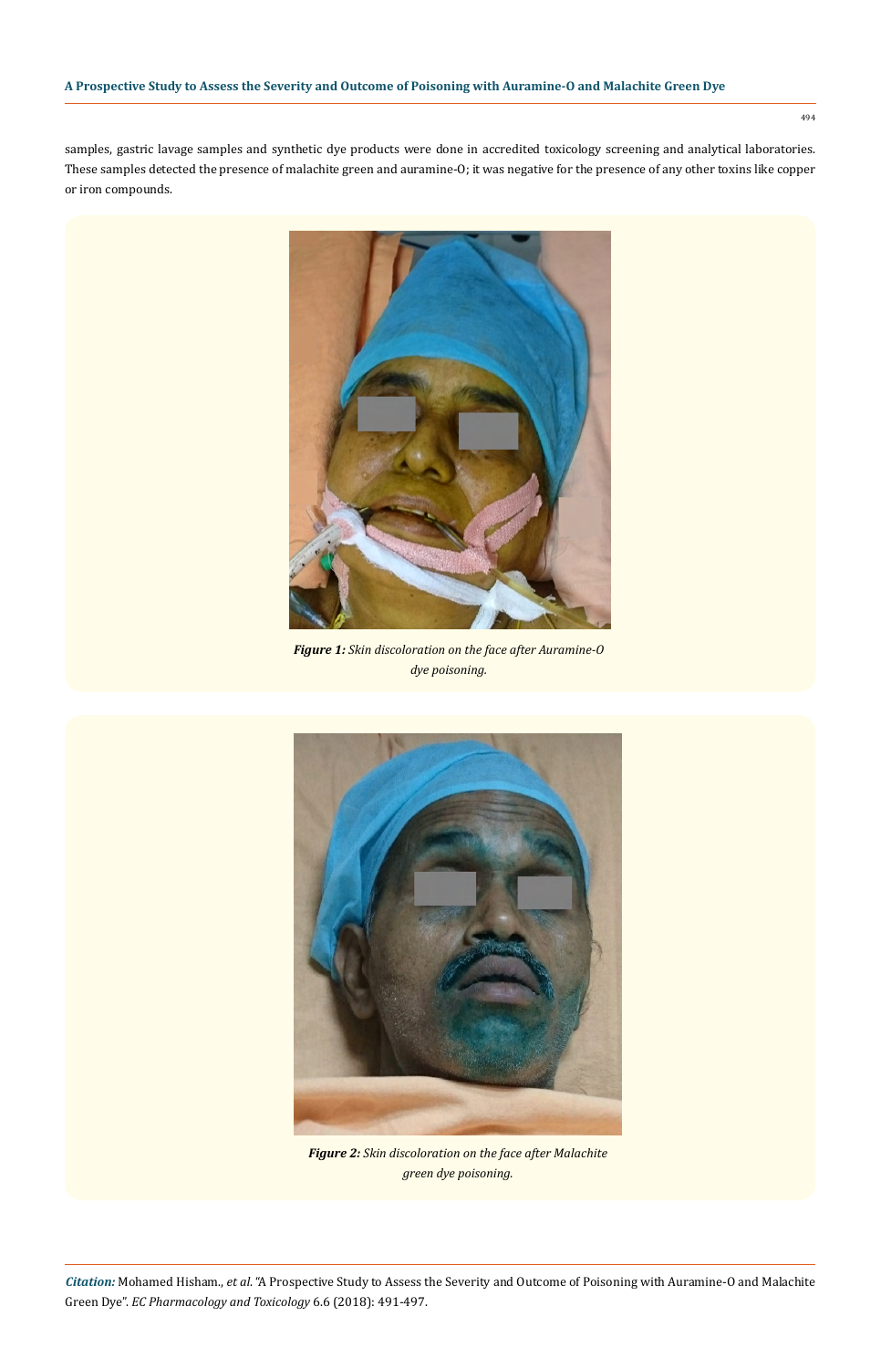samples, gastric lavage samples and synthetic dye products were done in accredited toxicology screening and analytical laboratories. These samples detected the presence of malachite green and auramine-O; it was negative for the presence of any other toxins like copper or iron compounds.

***Figure 1:*** *Skin discoloration on the face after Auramine-O dye poisoning.*

***Figure 2:*** *Skin discoloration on the face after Malachite green dye poisoning.*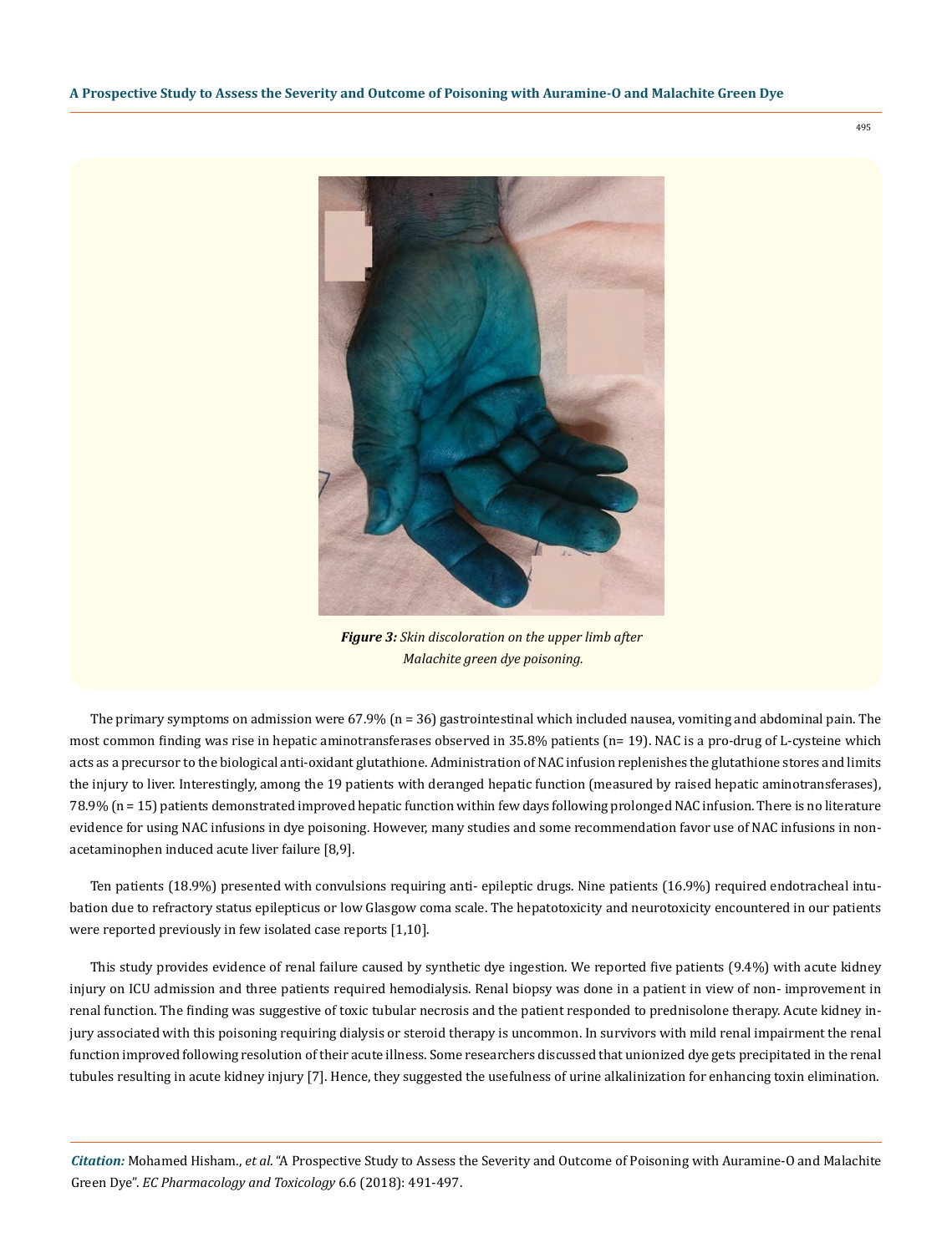*Figure 3: Skin discoloration on the upper limb after Malachite green dye poisoning.*

The primary symptoms on admission were 67.9% (n = 36) gastrointestinal which included nausea, vomiting and abdominal pain. The most common finding was rise in hepatic aminotransferases observed in 35.8% patients (n= 19). NAC is a pro-drug of L-cysteine which acts as a precursor to the biological anti-oxidant glutathione. Administration of NAC infusion replenishes the glutathione stores and limits the injury to liver. Interestingly, among the 19 patients with deranged hepatic function (measured by raised hepatic aminotransferases), 78.9% (n = 15) patients demonstrated improved hepatic function within few days following prolonged NAC infusion. There is no literature evidence for using NAC infusions in dye poisoning. However, many studies and some recommendation favor use of NAC infusions in non-acetaminophen induced acute liver failure [8,9].

Ten patients (18.9%) presented with convulsions requiring anti- epileptic drugs. Nine patients (16.9%) required endotracheal intubation due to refractory status epilepticus or low Glasgow coma scale. The hepatotoxicity and neurotoxicity encountered in our patients were reported previously in few isolated case reports [1,10].

This study provides evidence of renal failure caused by synthetic dye ingestion. We reported five patients (9.4%) with acute kidney injury on ICU admission and three patients required hemodialysis. Renal biopsy was done in a patient in view of non- improvement in renal function. The finding was suggestive of toxic tubular necrosis and the patient responded to prednisolone therapy. Acute kidney injury associated with this poisoning requiring dialysis or steroid therapy is uncommon. In survivors with mild renal impairment the renal function improved following resolution of their acute illness. Some researchers discussed that unionized dye gets precipitated in the renal tubules resulting in acute kidney injury [7]. Hence, they suggested the usefulness of urine alkalinization for enhancing toxin elimination.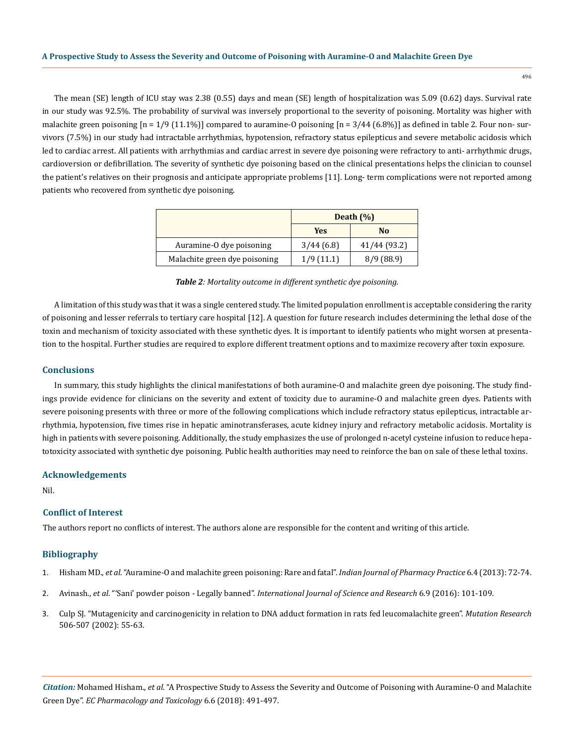The mean (SE) length of ICU stay was 2.38 (0.55) days and mean (SE) length of hospitalization was 5.09 (0.62) days. Survival rate in our study was 92.5%. The probability of survival was inversely proportional to the severity of poisoning. Mortality was higher with malachite green poisoning [n = 1/9 (11.1%)] compared to auramine-O poisoning [n = 3/44 (6.8%)] as defined in table 2. Four non- survivors (7.5%) in our study had intractable arrhythmias, hypotension, refractory status epilepticus and severe metabolic acidosis which led to cardiac arrest. All patients with arrhythmias and cardiac arrest in severe dye poisoning were refractory to anti- arrhythmic drugs, cardioversion or defibrillation. The severity of synthetic dye poisoning based on the clinical presentations helps the clinician to counsel the patient's relatives on their prognosis and anticipate appropriate problems [11]. Long- term complications were not reported among patients who recovered from synthetic dye poisoning.

| | Death (%) | |
|---|---|---|
| | **Yes** | **No** |
| Auramine-O dye poisoning | 3/44 (6.8) | 41/44 (93.2) |
| Malachite green dye poisoning | 1/9 (11.1) | 8/9 (88.9) |

***Table 2**: Mortality outcome in different synthetic dye poisoning.*

A limitation of this study was that it was a single centered study. The limited population enrollment is acceptable considering the rarity of poisoning and lesser referrals to tertiary care hospital [12]. A question for future research includes determining the lethal dose of the toxin and mechanism of toxicity associated with these synthetic dyes. It is important to identify patients who might worsen at presentation to the hospital. Further studies are required to explore different treatment options and to maximize recovery after toxin exposure.

## Conclusions

In summary, this study highlights the clinical manifestations of both auramine-O and malachite green dye poisoning. The study findings provide evidence for clinicians on the severity and extent of toxicity due to auramine-O and malachite green dyes. Patients with severe poisoning presents with three or more of the following complications which include refractory status epilepticus, intractable arrhythmia, hypotension, five times rise in hepatic aminotransferases, acute kidney injury and refractory metabolic acidosis. Mortality is high in patients with severe poisoning. Additionally, the study emphasizes the use of prolonged n-acetyl cysteine infusion to reduce hepatotoxicity associated with synthetic dye poisoning. Public health authorities may need to reinforce the ban on sale of these lethal toxins.

## Acknowledgements

Nil.

## Conflict of Interest

The authors report no conflicts of interest. The authors alone are responsible for the content and writing of this article.

## Bibliography

1. Hisham MD., *et al*. "Auramine-O and malachite green poisoning: Rare and fatal". *Indian Journal of Pharmacy Practice* 6.4 (2013): 72-74.
2. Avinash., *et al*. "'Sani' powder poison - Legally banned". *International Journal of Science and Research* 6.9 (2016): 101-109.
3. Culp SJ. "Mutagenicity and carcinogenicity in relation to DNA adduct formation in rats fed leucomalachite green". *Mutation Research* 506-507 (2002): 55-63.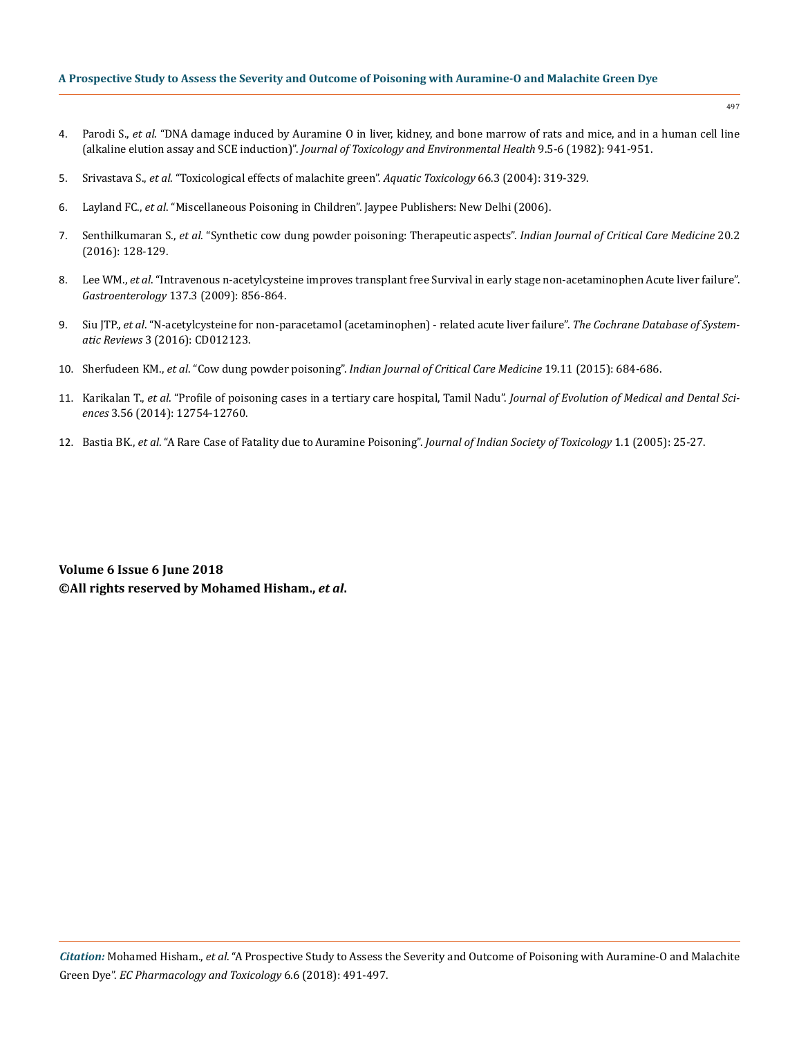4. Parodi S., *et al.* “DNA damage induced by Auramine O in liver, kidney, and bone marrow of rats and mice, and in a human cell line (alkaline elution assay and SCE induction)”. *Journal of Toxicology and Environmental Health* 9.5-6 (1982): 941-951.

5. Srivastava S., *et al*. “Toxicological effects of malachite green”. *Aquatic Toxicology* 66.3 (2004): 319-329.

6. Layland FC., *et al*. “Miscellaneous Poisoning in Children”. Jaypee Publishers: New Delhi (2006).

7. Senthilkumaran S., *et al.* “Synthetic cow dung powder poisoning: Therapeutic aspects”. *Indian Journal of Critical Care Medicine* 20.2 (2016): 128-129.

8. Lee WM., *et al*. “Intravenous n-acetylcysteine improves transplant free Survival in early stage non-acetaminophen Acute liver failure”. *Gastroenterology* 137.3 (2009): 856-864.

9. Siu JTP., *et al*. “N-acetylcysteine for non-paracetamol (acetaminophen) - related acute liver failure”. *The Cochrane Database of Systematic Reviews* 3 (2016): CD012123.

10. Sherfudeen KM., *et al*. “Cow dung powder poisoning”. *Indian Journal of Critical Care Medicine* 19.11 (2015): 684-686.

11. Karikalan T., *et al*. “Profile of poisoning cases in a tertiary care hospital, Tamil Nadu”. *Journal of Evolution of Medical and Dental Sciences* 3.56 (2014): 12754-12760.

12. Bastia BK., *et al*. “A Rare Case of Fatality due to Auramine Poisoning”. *Journal of Indian Society of Toxicology* 1.1 (2005): 25-27.

**Volume 6 Issue 6 June 2018**
**©All rights reserved by Mohamed Hisham., *et al*.**